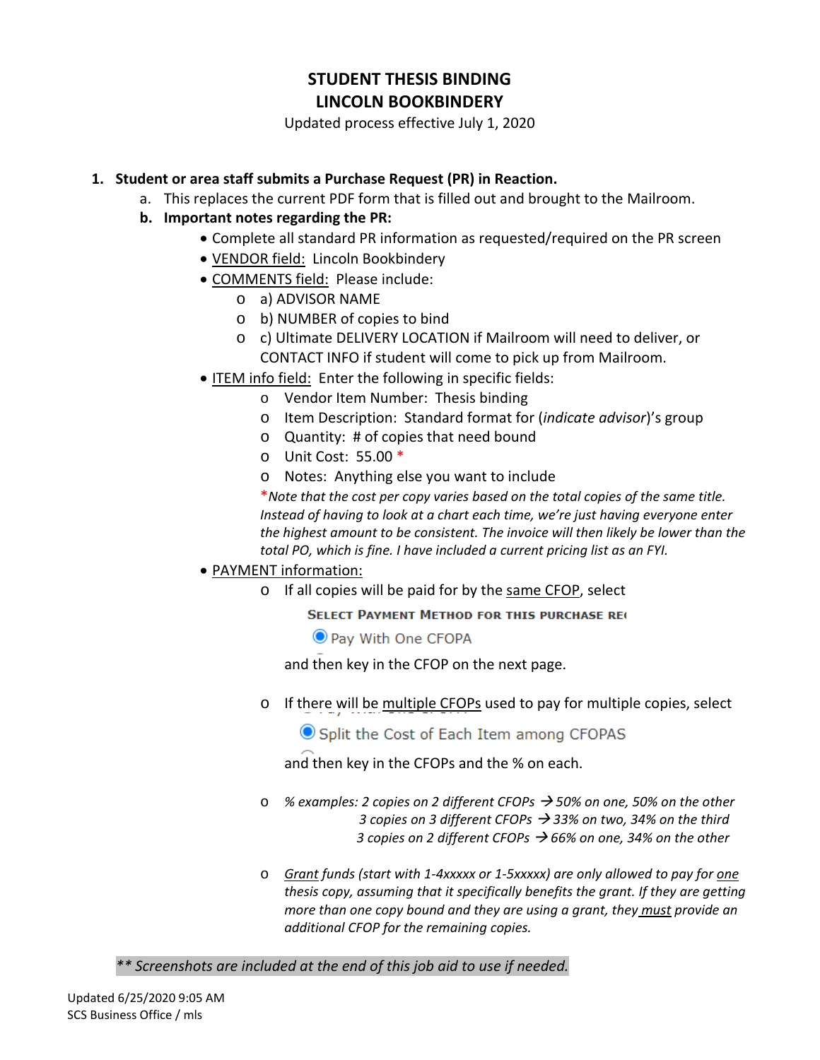# STUDENT THESIS BINDING
# LINCOLN BOOKBINDERY

Updated process effective July 1, 2020

1. **Student or area staff submits a Purchase Request (PR) in Reaction.**
   a. This replaces the current PDF form that is filled out and brought to the Mailroom.
   b. **Important notes regarding the PR:**
      - Complete all standard PR information as requested/required on the PR screen
      - VENDOR field: Lincoln Bookbindery
      - COMMENTS field: Please include:
        - a) ADVISOR NAME
        - b) NUMBER of copies to bind
        - c) Ultimate DELIVERY LOCATION if Mailroom will need to deliver, or CONTACT INFO if student will come to pick up from Mailroom.
      - ITEM info field: Enter the following in specific fields:
        - Vendor Item Number: Thesis binding
        - Item Description: Standard format for (*indicate advisor*)'s group
        - Quantity: # of copies that need bound
        - Unit Cost: 55.00 *
        - Notes: Anything else you want to include

        **Note that the cost per copy varies based on the total copies of the same title. Instead of having to look at a chart each time, we're just having everyone enter the highest amount to be consistent. The invoice will then likely be lower than the total PO, which is fine. I have included a current pricing list as an FYI.*
      - PAYMENT information:
        - If all copies will be paid for by the same CFOP, select

          SELECT PAYMENT METHOD FOR THIS PURCHASE RE

          ◉ Pay With One CFOPA

          and then key in the CFOP on the next page.
        - If there will be multiple CFOPs used to pay for multiple copies, select

          ◉ Split the Cost of Each Item among CFOPAS

          and then key in the CFOPs and the % on each.
        - *% examples: 2 copies on 2 different CFOPs → 50% on one, 50% on the other*
          *3 copies on 3 different CFOPs → 33% on two, 34% on the third*
          *3 copies on 2 different CFOPs → 66% on one, 34% on the other*
        - *Grant funds (start with 1-4xxxxx or 1-5xxxxx) are only allowed to pay for one thesis copy, assuming that it specifically benefits the grant. If they are getting more than one copy bound and they are using a grant, they must provide an additional CFOP for the remaining copies.*

*** Screenshots are included at the end of this job aid to use if needed.*

Updated 6/25/2020 9:05 AM
SCS Business Office / mls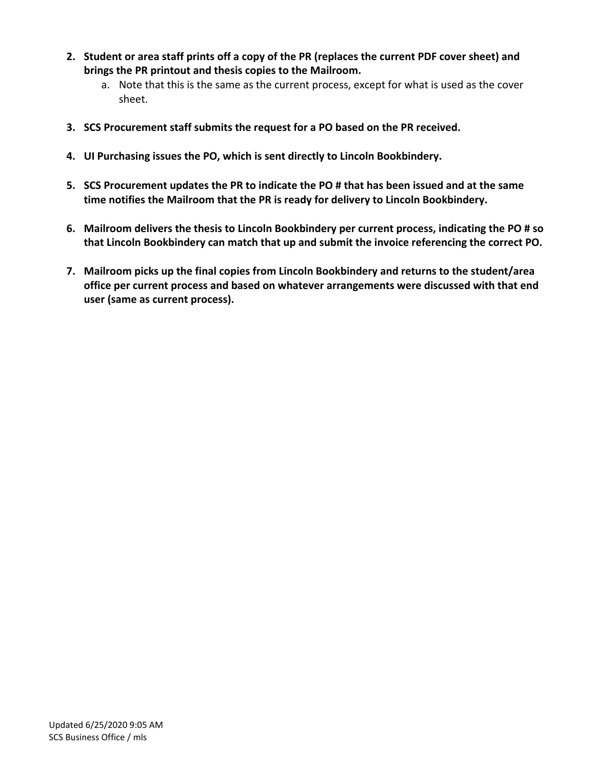2. **Student or area staff prints off a copy of the PR (replaces the current PDF cover sheet) and brings the PR printout and thesis copies to the Mailroom.**
    a. Note that this is the same as the current process, except for what is used as the cover sheet.

3. **SCS Procurement staff submits the request for a PO based on the PR received.**

4. **UI Purchasing issues the PO, which is sent directly to Lincoln Bookbindery.**

5. **SCS Procurement updates the PR to indicate the PO # that has been issued and at the same time notifies the Mailroom that the PR is ready for delivery to Lincoln Bookbindery.**

6. **Mailroom delivers the thesis to Lincoln Bookbindery per current process, indicating the PO # so that Lincoln Bookbindery can match that up and submit the invoice referencing the correct PO.**

7. **Mailroom picks up the final copies from Lincoln Bookbindery and returns to the student/area office per current process and based on whatever arrangements were discussed with that end user (same as current process).**

Updated 6/25/2020 9:05 AM
SCS Business Office / mls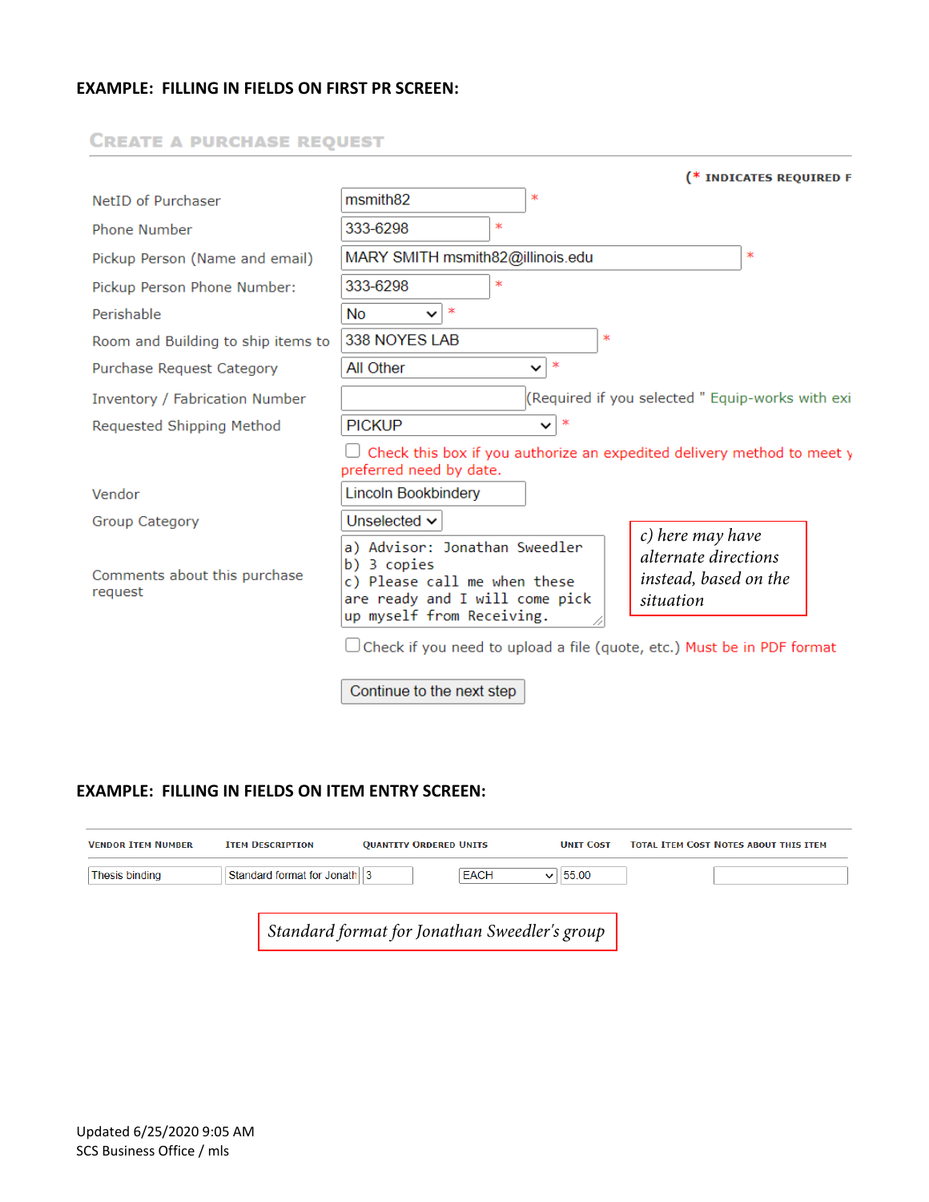**EXAMPLE: FILLING IN FIELDS ON FIRST PR SCREEN:**

## CREATE A PURCHASE REQUEST

(* INDICATES REQUIRED F

| | |
|---|---|
| NetID of Purchaser | msmith82 * |
| Phone Number | 333-6298 * |
| Pickup Person (Name and email) | MARY SMITH msmith82@illinois.edu * |
| Pickup Person Phone Number: | 333-6298 * |
| Perishable | No * |
| Room and Building to ship items to | 338 NOYES LAB * |
| Purchase Request Category | All Other * |
| Inventory / Fabrication Number | (Required if you selected " Equip-works with exi |
| Requested Shipping Method | PICKUP * |
| | ☐ Check this box if you authorize an expedited delivery method to meet y preferred need by date. |
| Vendor | Lincoln Bookbindery |
| Group Category | Unselected |
| Comments about this purchase request | a) Advisor: Jonathan Sweedler<br>b) 3 copies<br>c) Please call me when these are ready and I will come pick up myself from Receiving. |
| | ☐ Check if you need to upload a file (quote, etc.) Must be in PDF format |
| | Continue to the next step |

*c) here may have alternate directions instead, based on the situation*

**EXAMPLE: FILLING IN FIELDS ON ITEM ENTRY SCREEN:**

| VENDOR ITEM NUMBER | ITEM DESCRIPTION | QUANTITY ORDERED | UNITS | UNIT COST | TOTAL ITEM COST | NOTES ABOUT THIS ITEM |
|---|---|---|---|---|---|---|
| Thesis binding | Standard format for Jonath | 3 | EACH | 55.00 | | |

*Standard format for Jonathan Sweedler's group*

Updated 6/25/2020 9:05 AM
SCS Business Office / mls